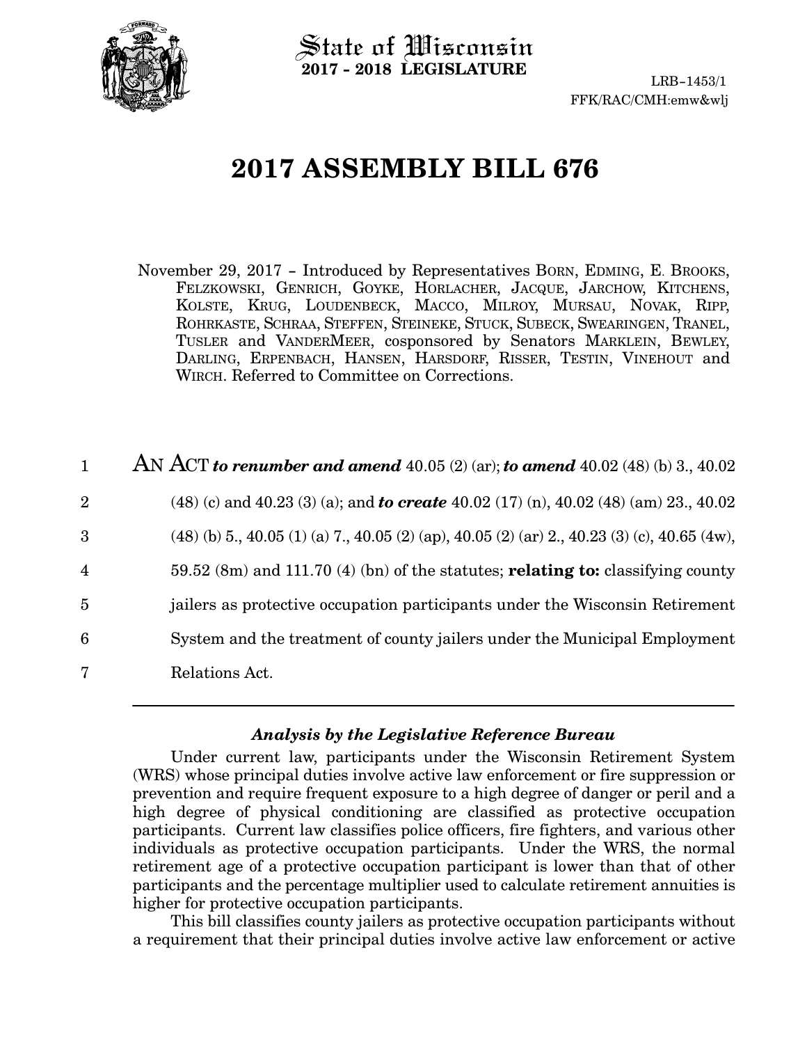State of Wisconsin
**2017 - 2018 LEGISLATURE**

LRB-1453/1
FFK/RAC/CMH:emw&wlj

# 2017 ASSEMBLY BILL 676

November 29, 2017 - Introduced by Representatives BORN, EDMING, E. BROOKS, FELZKOWSKI, GENRICH, GOYKE, HORLACHER, JACQUE, JARCHOW, KITCHENS, KOLSTE, KRUG, LOUDENBECK, MACCO, MILROY, MURSAU, NOVAK, RIPP, ROHRKASTE, SCHRAA, STEFFEN, STEINEKE, STUCK, SUBECK, SWEARINGEN, TRANEL, TUSLER and VANDERMEER, cosponsored by Senators MARKLEIN, BEWLEY, DARLING, ERPENBACH, HANSEN, HARSDORF, RISSER, TESTIN, VINEHOUT and WIRCH. Referred to Committee on Corrections.

1 AN ACT ***to renumber and amend*** 40.05 (2) (ar); ***to amend*** 40.02 (48) (b) 3., 40.02
2 (48) (c) and 40.23 (3) (a); and ***to create*** 40.02 (17) (n), 40.02 (48) (am) 23., 40.02
3 (48) (b) 5., 40.05 (1) (a) 7., 40.05 (2) (ap), 40.05 (2) (ar) 2., 40.23 (3) (c), 40.65 (4w),
4 59.52 (8m) and 111.70 (4) (bn) of the statutes; **relating to:** classifying county
5 jailers as protective occupation participants under the Wisconsin Retirement
6 System and the treatment of county jailers under the Municipal Employment
7 Relations Act.

---

### *Analysis by the Legislative Reference Bureau*

Under current law, participants under the Wisconsin Retirement System (WRS) whose principal duties involve active law enforcement or fire suppression or prevention and require frequent exposure to a high degree of danger or peril and a high degree of physical conditioning are classified as protective occupation participants. Current law classifies police officers, fire fighters, and various other individuals as protective occupation participants. Under the WRS, the normal retirement age of a protective occupation participant is lower than that of other participants and the percentage multiplier used to calculate retirement annuities is higher for protective occupation participants.

This bill classifies county jailers as protective occupation participants without a requirement that their principal duties involve active law enforcement or active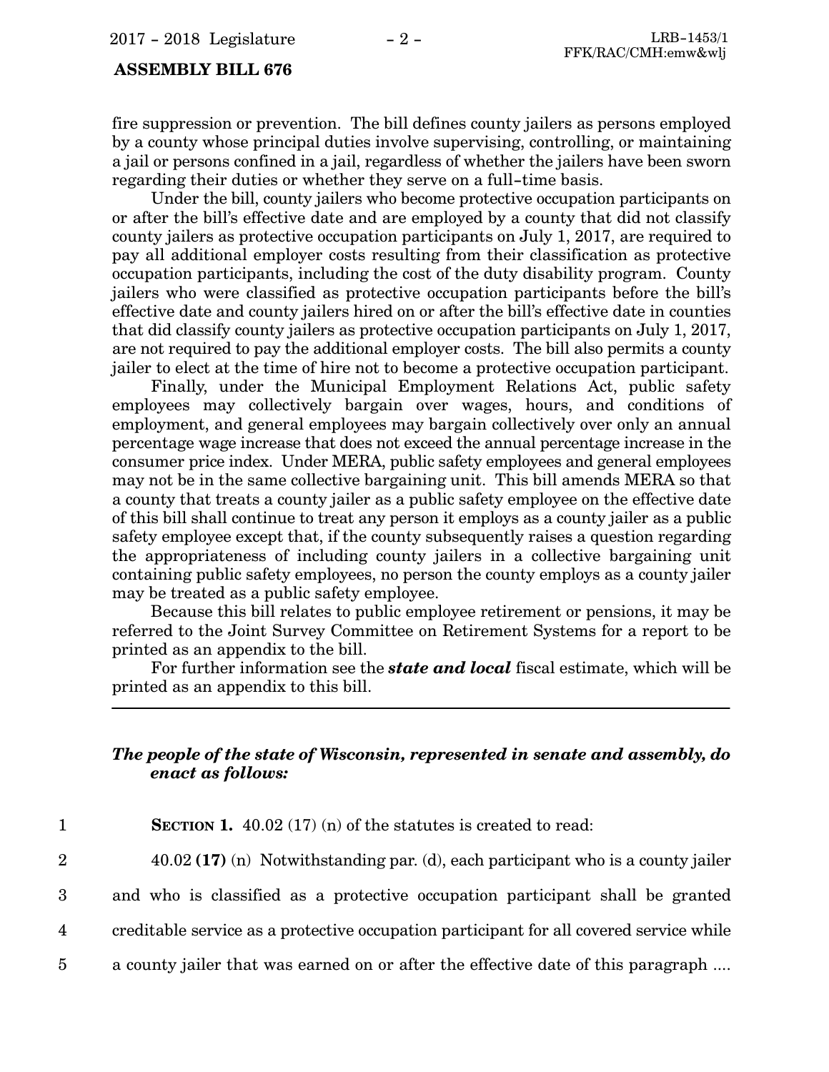fire suppression or prevention. The bill defines county jailers as persons employed by a county whose principal duties involve supervising, controlling, or maintaining a jail or persons confined in a jail, regardless of whether the jailers have been sworn regarding their duties or whether they serve on a full-time basis.

Under the bill, county jailers who become protective occupation participants on or after the bill's effective date and are employed by a county that did not classify county jailers as protective occupation participants on July 1, 2017, are required to pay all additional employer costs resulting from their classification as protective occupation participants, including the cost of the duty disability program. County jailers who were classified as protective occupation participants before the bill's effective date and county jailers hired on or after the bill's effective date in counties that did classify county jailers as protective occupation participants on July 1, 2017, are not required to pay the additional employer costs. The bill also permits a county jailer to elect at the time of hire not to become a protective occupation participant.

Finally, under the Municipal Employment Relations Act, public safety employees may collectively bargain over wages, hours, and conditions of employment, and general employees may bargain collectively over only an annual percentage wage increase that does not exceed the annual percentage increase in the consumer price index. Under MERA, public safety employees and general employees may not be in the same collective bargaining unit. This bill amends MERA so that a county that treats a county jailer as a public safety employee on the effective date of this bill shall continue to treat any person it employs as a county jailer as a public safety employee except that, if the county subsequently raises a question regarding the appropriateness of including county jailers in a collective bargaining unit containing public safety employees, no person the county employs as a county jailer may be treated as a public safety employee.

Because this bill relates to public employee retirement or pensions, it may be referred to the Joint Survey Committee on Retirement Systems for a report to be printed as an appendix to the bill.

For further information see the ***state and local*** fiscal estimate, which will be printed as an appendix to this bill.

---

***The people of the state of Wisconsin, represented in senate and assembly, do enact as follows:***

1 **SECTION 1.** 40.02 (17) (n) of the statutes is created to read:

2 40.02 **(17)** (n) Notwithstanding par. (d), each participant who is a county jailer
3 and who is classified as a protective occupation participant shall be granted
4 creditable service as a protective occupation participant for all covered service while
5 a county jailer that was earned on or after the effective date of this paragraph ....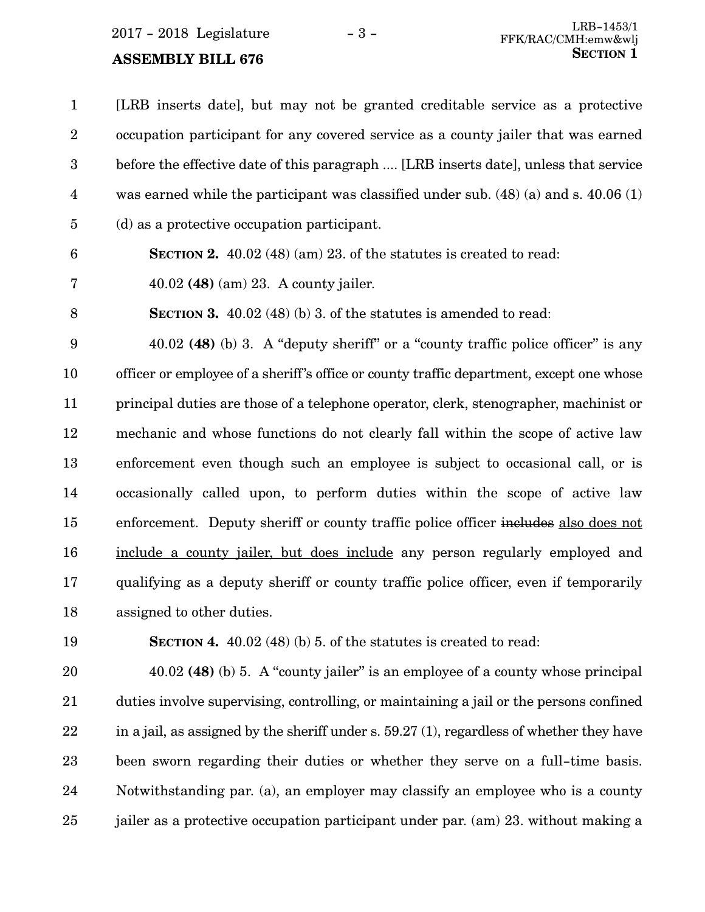[LRB inserts date], but may not be granted creditable service as a protective occupation participant for any covered service as a county jailer that was earned before the effective date of this paragraph .... [LRB inserts date], unless that service was earned while the participant was classified under sub. (48) (a) and s. 40.06 (1) (d) as a protective occupation participant.

**SECTION 2.** 40.02 (48) (am) 23. of the statutes is created to read:

40.02 **(48)** (am) 23. A county jailer.

**SECTION 3.** 40.02 (48) (b) 3. of the statutes is amended to read:

40.02 **(48)** (b) 3. A "deputy sheriff" or a "county traffic police officer" is any officer or employee of a sheriff's office or county traffic department, except one whose principal duties are those of a telephone operator, clerk, stenographer, machinist or mechanic and whose functions do not clearly fall within the scope of active law enforcement even though such an employee is subject to occasional call, or is occasionally called upon, to perform duties within the scope of active law enforcement. Deputy sheriff or county traffic police officer ~~includes~~ <u>also does not include a county jailer, but does include</u> any person regularly employed and qualifying as a deputy sheriff or county traffic police officer, even if temporarily assigned to other duties.

**SECTION 4.** 40.02 (48) (b) 5. of the statutes is created to read:

40.02 **(48)** (b) 5. A "county jailer" is an employee of a county whose principal duties involve supervising, controlling, or maintaining a jail or the persons confined in a jail, as assigned by the sheriff under s. 59.27 (1), regardless of whether they have been sworn regarding their duties or whether they serve on a full-time basis. Notwithstanding par. (a), an employer may classify an employee who is a county jailer as a protective occupation participant under par. (am) 23. without making a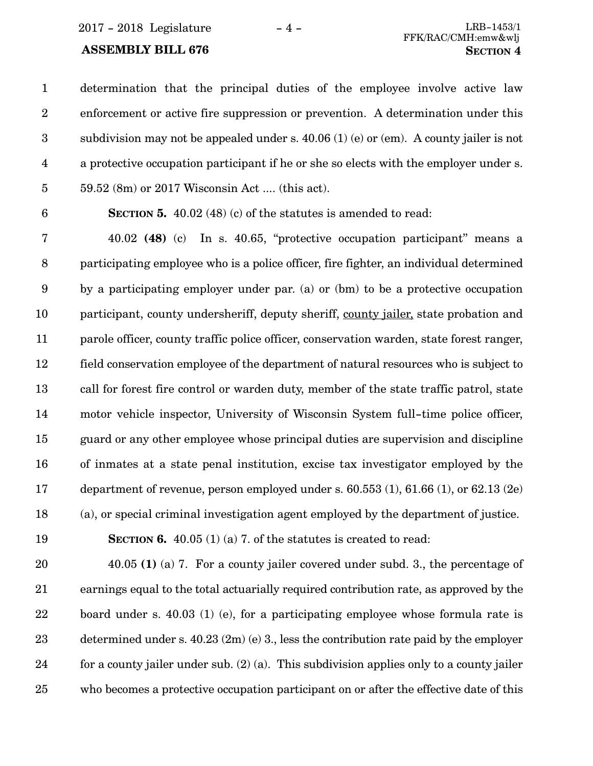determination that the principal duties of the employee involve active law enforcement or active fire suppression or prevention. A determination under this subdivision may not be appealed under s. 40.06 (1) (e) or (em). A county jailer is not a protective occupation participant if he or she so elects with the employer under s. 59.52 (8m) or 2017 Wisconsin Act .... (this act).

**SECTION 5.** 40.02 (48) (c) of the statutes is amended to read:

40.02 **(48)** (c) In s. 40.65, "protective occupation participant" means a participating employee who is a police officer, fire fighter, an individual determined by a participating employer under par. (a) or (bm) to be a protective occupation participant, county undersheriff, deputy sheriff, <u>county jailer,</u> state probation and parole officer, county traffic police officer, conservation warden, state forest ranger, field conservation employee of the department of natural resources who is subject to call for forest fire control or warden duty, member of the state traffic patrol, state motor vehicle inspector, University of Wisconsin System full-time police officer, guard or any other employee whose principal duties are supervision and discipline of inmates at a state penal institution, excise tax investigator employed by the department of revenue, person employed under s. 60.553 (1), 61.66 (1), or 62.13 (2e) (a), or special criminal investigation agent employed by the department of justice.

**SECTION 6.** 40.05 (1) (a) 7. of the statutes is created to read:

40.05 **(1)** (a) 7. For a county jailer covered under subd. 3., the percentage of earnings equal to the total actuarially required contribution rate, as approved by the board under s. 40.03 (1) (e), for a participating employee whose formula rate is determined under s. 40.23 (2m) (e) 3., less the contribution rate paid by the employer for a county jailer under sub. (2) (a). This subdivision applies only to a county jailer who becomes a protective occupation participant on or after the effective date of this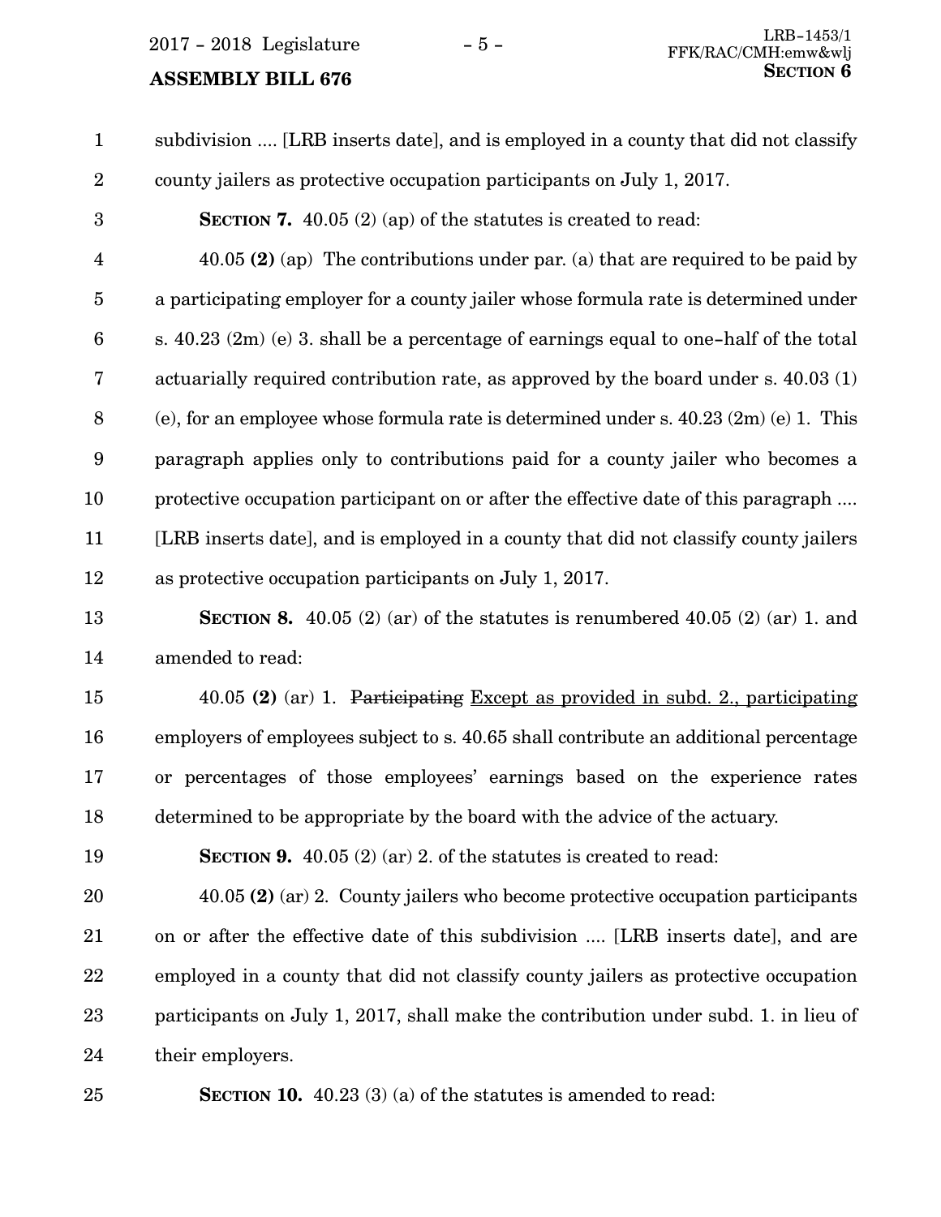subdivision .... [LRB inserts date], and is employed in a county that did not classify county jailers as protective occupation participants on July 1, 2017.

**SECTION 7.** 40.05 (2) (ap) of the statutes is created to read:

40.05 **(2)** (ap) The contributions under par. (a) that are required to be paid by a participating employer for a county jailer whose formula rate is determined under s. 40.23 (2m) (e) 3. shall be a percentage of earnings equal to one-half of the total actuarially required contribution rate, as approved by the board under s. 40.03 (1) (e), for an employee whose formula rate is determined under s. 40.23 (2m) (e) 1. This paragraph applies only to contributions paid for a county jailer who becomes a protective occupation participant on or after the effective date of this paragraph .... [LRB inserts date], and is employed in a county that did not classify county jailers as protective occupation participants on July 1, 2017.

**SECTION 8.** 40.05 (2) (ar) of the statutes is renumbered 40.05 (2) (ar) 1. and amended to read:

40.05 **(2)** (ar) 1. ~~Participating~~ Except as provided in subd. 2., participating employers of employees subject to s. 40.65 shall contribute an additional percentage or percentages of those employees' earnings based on the experience rates determined to be appropriate by the board with the advice of the actuary.

**SECTION 9.** 40.05 (2) (ar) 2. of the statutes is created to read:

40.05 **(2)** (ar) 2. County jailers who become protective occupation participants on or after the effective date of this subdivision .... [LRB inserts date], and are employed in a county that did not classify county jailers as protective occupation participants on July 1, 2017, shall make the contribution under subd. 1. in lieu of their employers.

**SECTION 10.** 40.23 (3) (a) of the statutes is amended to read: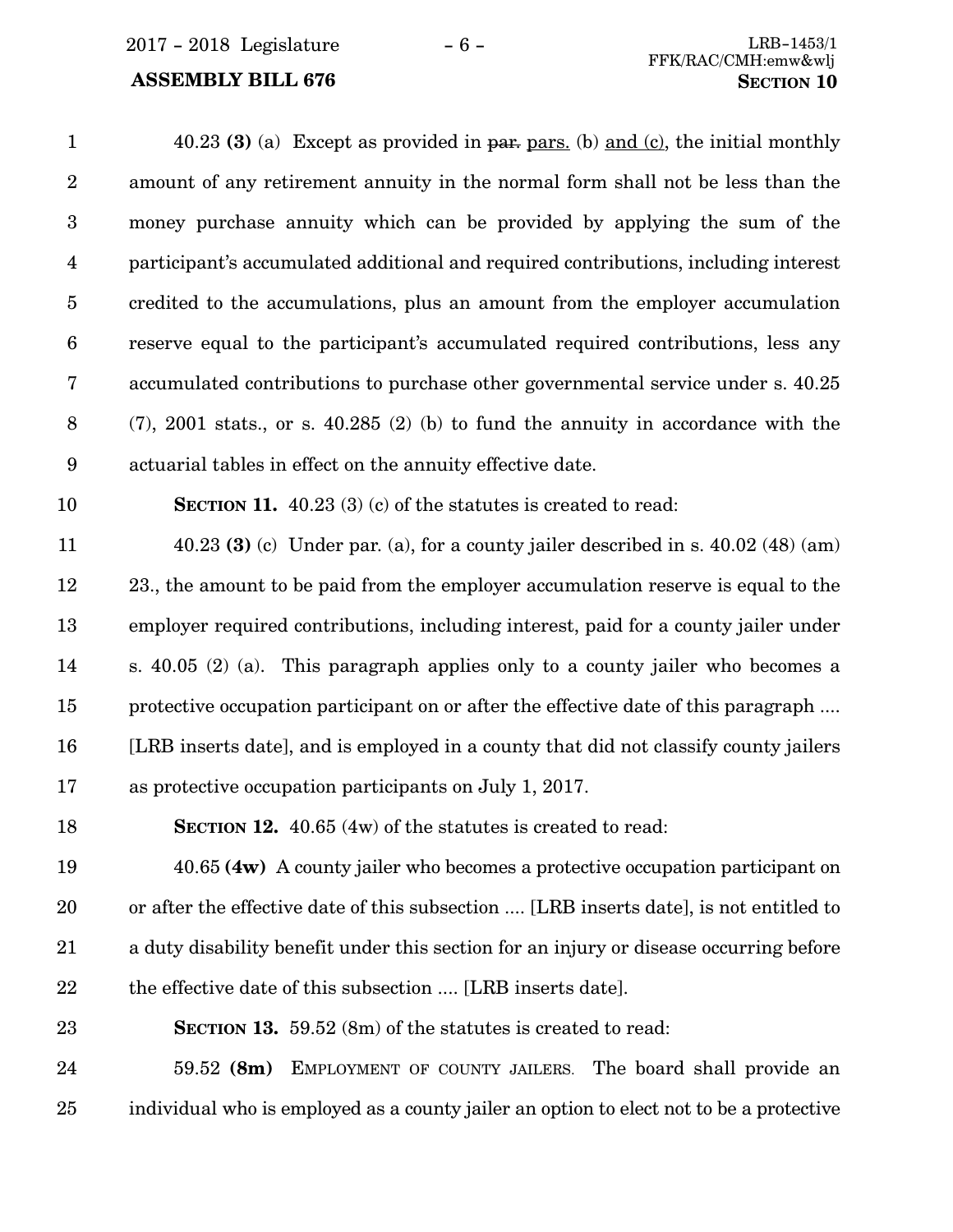40.23 **(3)** (a) Except as provided in ~~par.~~ pars. (b) and (c), the initial monthly amount of any retirement annuity in the normal form shall not be less than the money purchase annuity which can be provided by applying the sum of the participant's accumulated additional and required contributions, including interest credited to the accumulations, plus an amount from the employer accumulation reserve equal to the participant's accumulated required contributions, less any accumulated contributions to purchase other governmental service under s. 40.25 (7), 2001 stats., or s. 40.285 (2) (b) to fund the annuity in accordance with the actuarial tables in effect on the annuity effective date.

**SECTION 11.** 40.23 (3) (c) of the statutes is created to read:

40.23 **(3)** (c) Under par. (a), for a county jailer described in s. 40.02 (48) (am) 23., the amount to be paid from the employer accumulation reserve is equal to the employer required contributions, including interest, paid for a county jailer under s. 40.05 (2) (a). This paragraph applies only to a county jailer who becomes a protective occupation participant on or after the effective date of this paragraph .... [LRB inserts date], and is employed in a county that did not classify county jailers as protective occupation participants on July 1, 2017.

**SECTION 12.** 40.65 (4w) of the statutes is created to read:

40.65 **(4w)** A county jailer who becomes a protective occupation participant on or after the effective date of this subsection .... [LRB inserts date], is not entitled to a duty disability benefit under this section for an injury or disease occurring before the effective date of this subsection .... [LRB inserts date].

**SECTION 13.** 59.52 (8m) of the statutes is created to read:

59.52 **(8m)** EMPLOYMENT OF COUNTY JAILERS. The board shall provide an individual who is employed as a county jailer an option to elect not to be a protective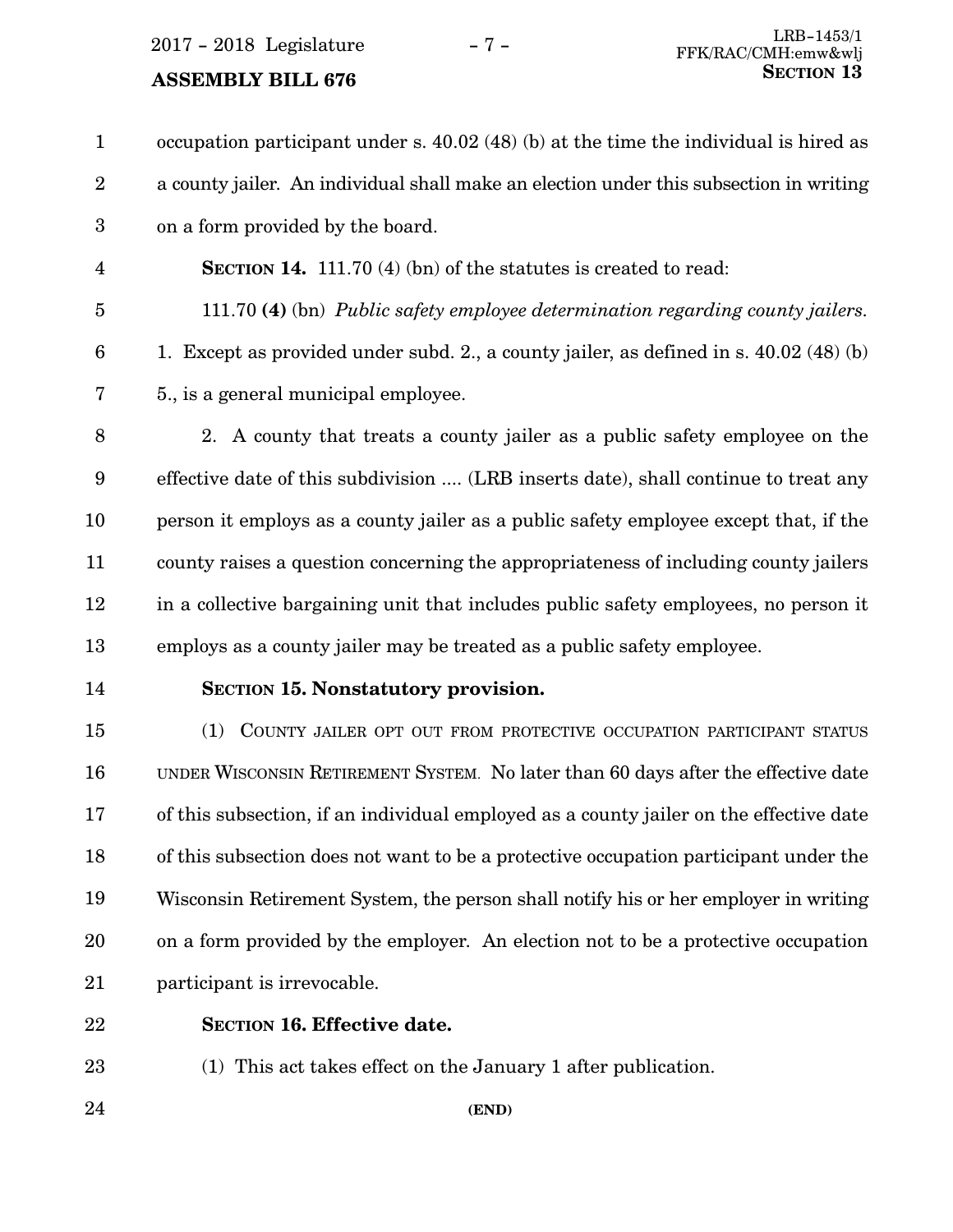occupation participant under s. 40.02 (48) (b) at the time the individual is hired as a county jailer. An individual shall make an election under this subsection in writing on a form provided by the board.

**SECTION 14.** 111.70 (4) (bn) of the statutes is created to read:

111.70 **(4)** (bn) *Public safety employee determination regarding county jailers.* 1. Except as provided under subd. 2., a county jailer, as defined in s. 40.02 (48) (b) 5., is a general municipal employee.

2. A county that treats a county jailer as a public safety employee on the effective date of this subdivision .... (LRB inserts date), shall continue to treat any person it employs as a county jailer as a public safety employee except that, if the county raises a question concerning the appropriateness of including county jailers in a collective bargaining unit that includes public safety employees, no person it employs as a county jailer may be treated as a public safety employee.

**SECTION 15. Nonstatutory provision.**

(1) COUNTY JAILER OPT OUT FROM PROTECTIVE OCCUPATION PARTICIPANT STATUS UNDER WISCONSIN RETIREMENT SYSTEM. No later than 60 days after the effective date of this subsection, if an individual employed as a county jailer on the effective date of this subsection does not want to be a protective occupation participant under the Wisconsin Retirement System, the person shall notify his or her employer in writing on a form provided by the employer. An election not to be a protective occupation participant is irrevocable.

**SECTION 16. Effective date.**

(1) This act takes effect on the January 1 after publication.

**(END)**